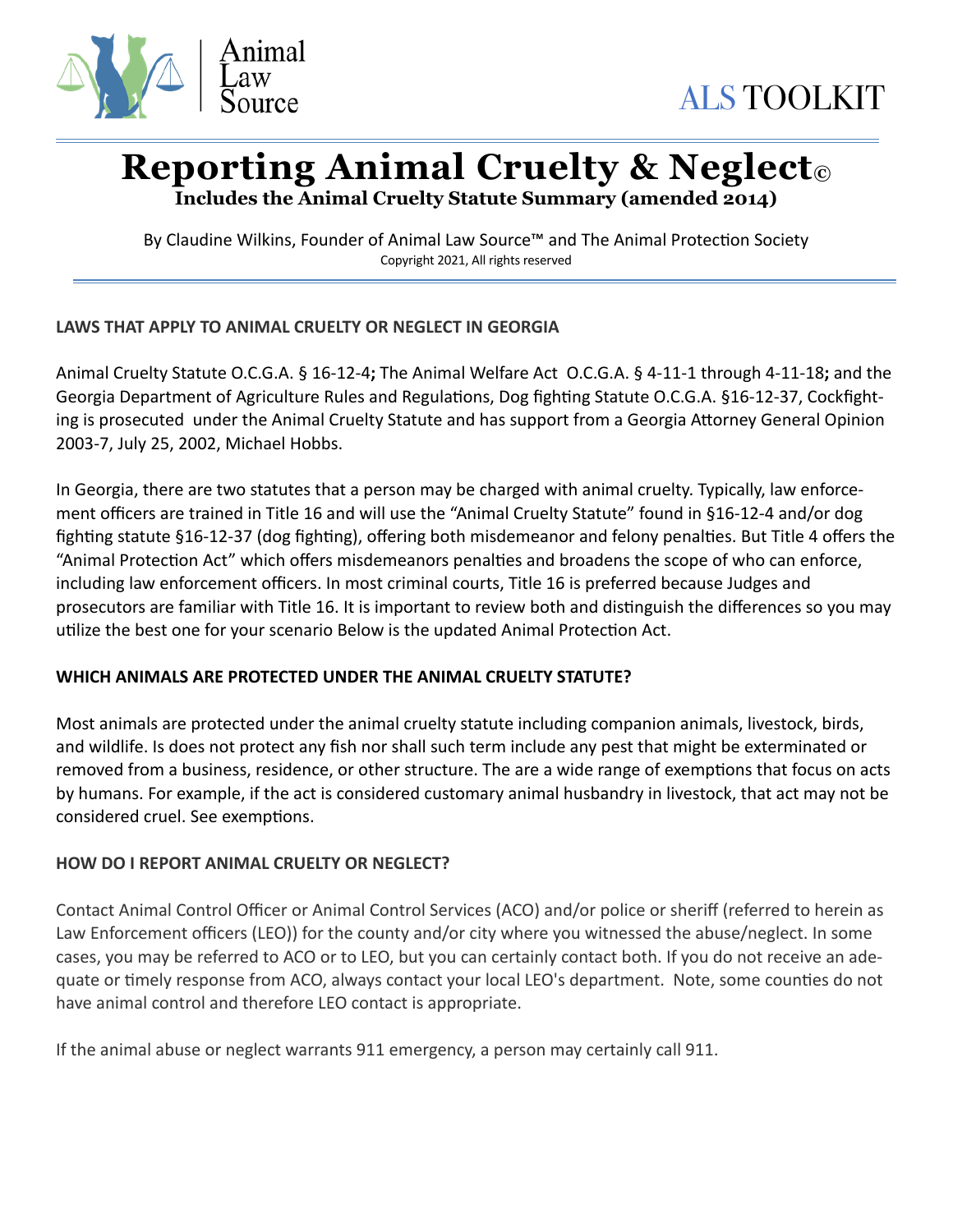Animal Law Source

ALS TOOLKIT

# Reporting Animal Cruelty & Neglect©

**Includes the Animal Cruelty Statute Summary (amended 2014)**

By Claudine Wilkins, Founder of Animal Law Source™ and The Animal Protection Society

Copyright 2021, All rights reserved

### LAWS THAT APPLY TO ANIMAL CRUELTY OR NEGLECT IN GEORGIA

Animal Cruelty Statute O.C.G.A. § 16-12-4**;** The Animal Welfare Act O.C.G.A. § 4-11-1 through 4-11-18**;** and the Georgia Department of Agriculture Rules and Regulations, Dog fighting Statute O.C.G.A. §16-12-37, Cockfighting is prosecuted under the Animal Cruelty Statute and has support from a Georgia Attorney General Opinion 2003-7, July 25, 2002, Michael Hobbs.

In Georgia, there are two statutes that a person may be charged with animal cruelty. Typically, law enforcement officers are trained in Title 16 and will use the "Animal Cruelty Statute" found in §16-12-4 and/or dog fighting statute §16-12-37 (dog fighting), offering both misdemeanor and felony penalties. But Title 4 offers the "Animal Protection Act" which offers misdemeanors penalties and broadens the scope of who can enforce, including law enforcement officers. In most criminal courts, Title 16 is preferred because Judges and prosecutors are familiar with Title 16. It is important to review both and distinguish the differences so you may utilize the best one for your scenario Below is the updated Animal Protection Act.

### WHICH ANIMALS ARE PROTECTED UNDER THE ANIMAL CRUELTY STATUTE?

Most animals are protected under the animal cruelty statute including companion animals, livestock, birds, and wildlife. Is does not protect any fish nor shall such term include any pest that might be exterminated or removed from a business, residence, or other structure. The are a wide range of exemptions that focus on acts by humans. For example, if the act is considered customary animal husbandry in livestock, that act may not be considered cruel. See exemptions.

### HOW DO I REPORT ANIMAL CRUELTY OR NEGLECT?

Contact Animal Control Officer or Animal Control Services (ACO) and/or police or sheriff (referred to herein as Law Enforcement officers (LEO)) for the county and/or city where you witnessed the abuse/neglect. In some cases, you may be referred to ACO or to LEO, but you can certainly contact both. If you do not receive an adequate or timely response from ACO, always contact your local LEO's department. Note, some counties do not have animal control and therefore LEO contact is appropriate.

If the animal abuse or neglect warrants 911 emergency, a person may certainly call 911.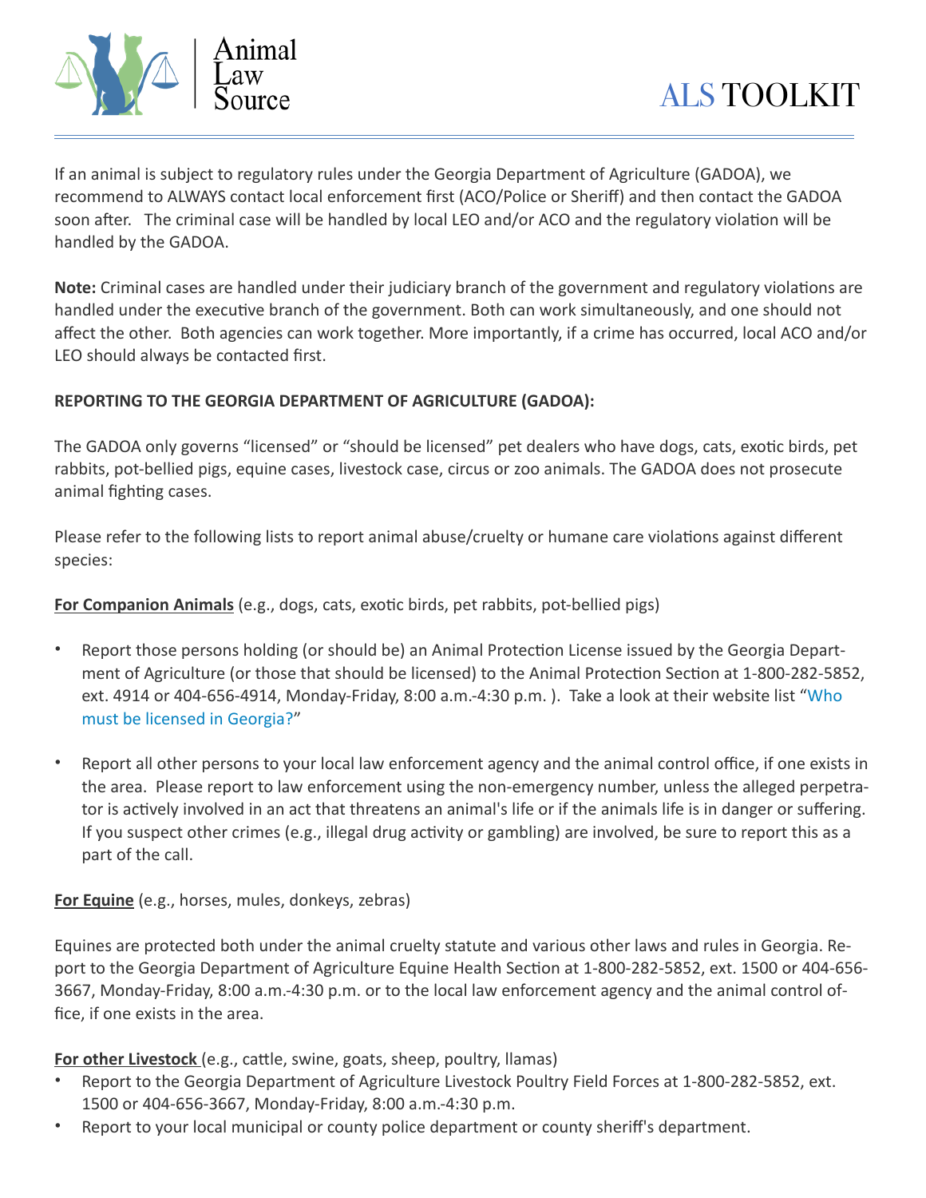If an animal is subject to regulatory rules under the Georgia Department of Agriculture (GADOA), we recommend to ALWAYS contact local enforcement first (ACO/Police or Sheriff) and then contact the GADOA soon after. The criminal case will be handled by local LEO and/or ACO and the regulatory violation will be handled by the GADOA.

**Note:** Criminal cases are handled under their judiciary branch of the government and regulatory violations are handled under the executive branch of the government. Both can work simultaneously, and one should not affect the other. Both agencies can work together. More importantly, if a crime has occurred, local ACO and/or LEO should always be contacted first.

**REPORTING TO THE GEORGIA DEPARTMENT OF AGRICULTURE (GADOA):**

The GADOA only governs "licensed" or "should be licensed" pet dealers who have dogs, cats, exotic birds, pet rabbits, pot-bellied pigs, equine cases, livestock case, circus or zoo animals. The GADOA does not prosecute animal fighting cases.

Please refer to the following lists to report animal abuse/cruelty or humane care violations against different species:

**<u>For Companion Animals</u>** (e.g., dogs, cats, exotic birds, pet rabbits, pot-bellied pigs)

- Report those persons holding (or should be) an Animal Protection License issued by the Georgia Department of Agriculture (or those that should be licensed) to the Animal Protection Section at 1-800-282-5852, ext. 4914 or 404-656-4914, Monday-Friday, 8:00 a.m.-4:30 p.m. ). Take a look at their website list "Who must be licensed in Georgia?"
- Report all other persons to your local law enforcement agency and the animal control office, if one exists in the area. Please report to law enforcement using the non-emergency number, unless the alleged perpetrator is actively involved in an act that threatens an animal's life or if the animals life is in danger or suffering. If you suspect other crimes (e.g., illegal drug activity or gambling) are involved, be sure to report this as a part of the call.

**<u>For Equine</u>** (e.g., horses, mules, donkeys, zebras)

Equines are protected both under the animal cruelty statute and various other laws and rules in Georgia. Report to the Georgia Department of Agriculture Equine Health Section at 1-800-282-5852, ext. 1500 or 404-656-3667, Monday-Friday, 8:00 a.m.-4:30 p.m. or to the local law enforcement agency and the animal control office, if one exists in the area.

**<u>For other Livestock</u>** (e.g., cattle, swine, goats, sheep, poultry, llamas)

- Report to the Georgia Department of Agriculture Livestock Poultry Field Forces at 1-800-282-5852, ext. 1500 or 404-656-3667, Monday-Friday, 8:00 a.m.-4:30 p.m.
- Report to your local municipal or county police department or county sheriff's department.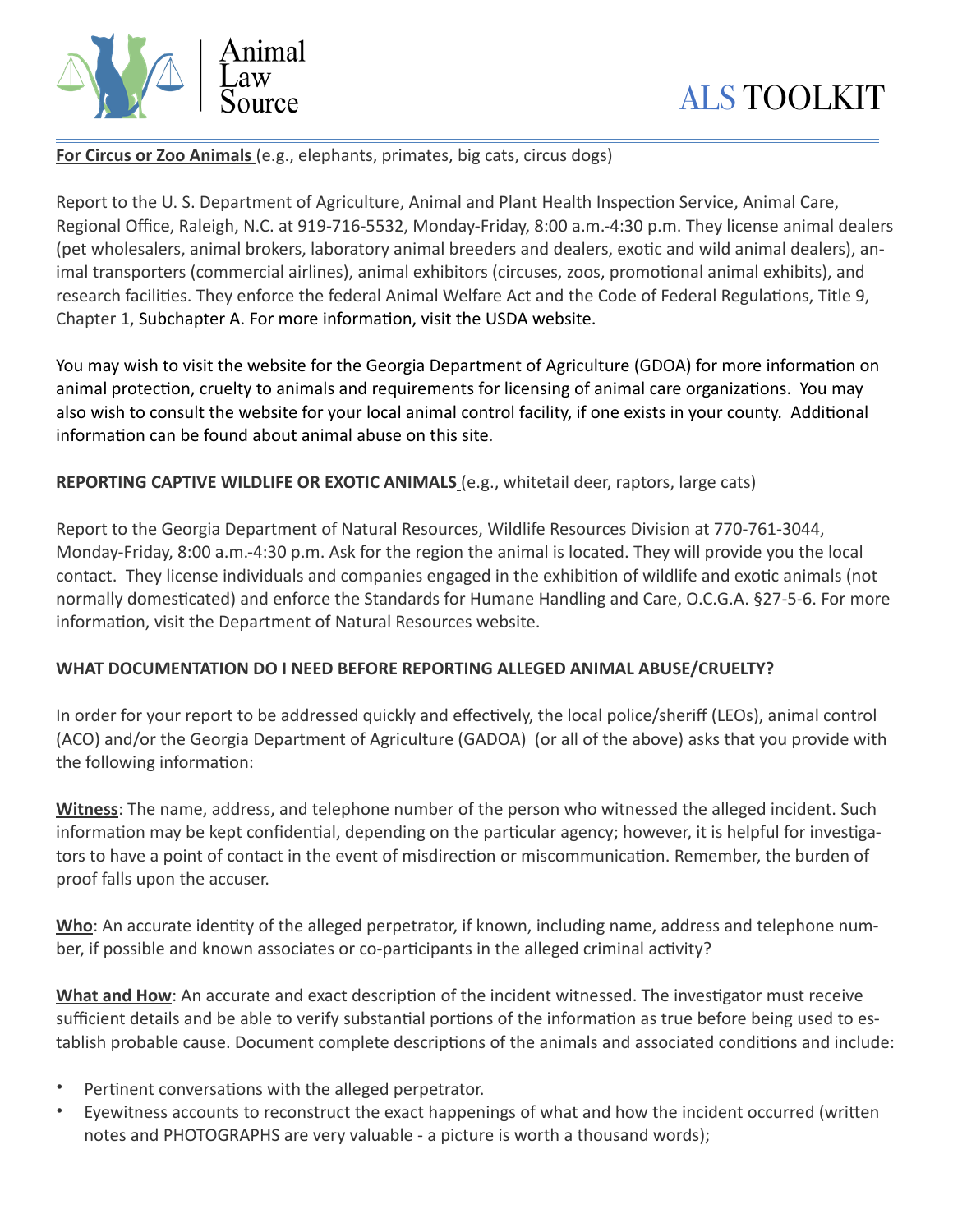**For Circus or Zoo Animals** (e.g., elephants, primates, big cats, circus dogs)

Report to the U. S. Department of Agriculture, Animal and Plant Health Inspection Service, Animal Care, Regional Office, Raleigh, N.C. at 919-716-5532, Monday-Friday, 8:00 a.m.-4:30 p.m. They license animal dealers (pet wholesalers, animal brokers, laboratory animal breeders and dealers, exotic and wild animal dealers), animal transporters (commercial airlines), animal exhibitors (circuses, zoos, promotional animal exhibits), and research facilities. They enforce the federal Animal Welfare Act and the Code of Federal Regulations, Title 9, Chapter 1, Subchapter A. For more information, visit the USDA website.

You may wish to visit the website for the Georgia Department of Agriculture (GDOA) for more information on animal protection, cruelty to animals and requirements for licensing of animal care organizations. You may also wish to consult the website for your local animal control facility, if one exists in your county. Additional information can be found about animal abuse on this site.

**REPORTING CAPTIVE WILDLIFE OR EXOTIC ANIMALS** (e.g., whitetail deer, raptors, large cats)

Report to the Georgia Department of Natural Resources, Wildlife Resources Division at 770-761-3044, Monday-Friday, 8:00 a.m.-4:30 p.m. Ask for the region the animal is located. They will provide you the local contact. They license individuals and companies engaged in the exhibition of wildlife and exotic animals (not normally domesticated) and enforce the Standards for Humane Handling and Care, O.C.G.A. §27-5-6. For more information, visit the Department of Natural Resources website.

**WHAT DOCUMENTATION DO I NEED BEFORE REPORTING ALLEGED ANIMAL ABUSE/CRUELTY?**

In order for your report to be addressed quickly and effectively, the local police/sheriff (LEOs), animal control (ACO) and/or the Georgia Department of Agriculture (GADOA) (or all of the above) asks that you provide with the following information:

**Witness**: The name, address, and telephone number of the person who witnessed the alleged incident. Such information may be kept confidential, depending on the particular agency; however, it is helpful for investigators to have a point of contact in the event of misdirection or miscommunication. Remember, the burden of proof falls upon the accuser.

**Who**: An accurate identity of the alleged perpetrator, if known, including name, address and telephone number, if possible and known associates or co-participants in the alleged criminal activity?

**What and How**: An accurate and exact description of the incident witnessed. The investigator must receive sufficient details and be able to verify substantial portions of the information as true before being used to establish probable cause. Document complete descriptions of the animals and associated conditions and include:

- Pertinent conversations with the alleged perpetrator.
- Eyewitness accounts to reconstruct the exact happenings of what and how the incident occurred (written notes and PHOTOGRAPHS are very valuable - a picture is worth a thousand words);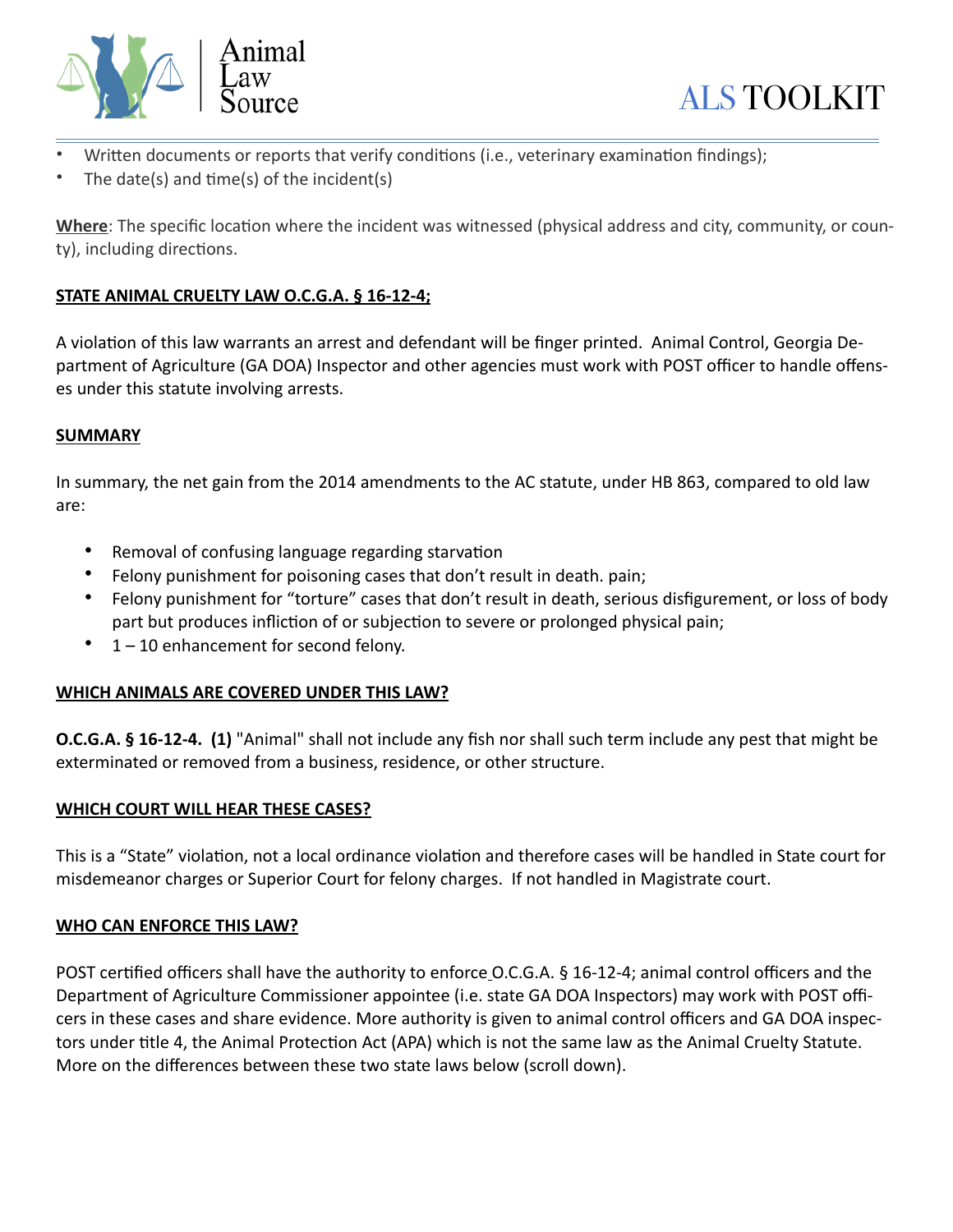- Written documents or reports that verify conditions (i.e., veterinary examination findings);
- The date(s) and time(s) of the incident(s)

**Where**: The specific location where the incident was witnessed (physical address and city, community, or county), including directions.

**STATE ANIMAL CRUELTY LAW O.C.G.A. § 16-12-4;**

A violation of this law warrants an arrest and defendant will be finger printed. Animal Control, Georgia Department of Agriculture (GA DOA) Inspector and other agencies must work with POST officer to handle offenses under this statute involving arrests.

**SUMMARY**

In summary, the net gain from the 2014 amendments to the AC statute, under HB 863, compared to old law are:

- Removal of confusing language regarding starvation
- Felony punishment for poisoning cases that don't result in death. pain;
- Felony punishment for "torture" cases that don't result in death, serious disfigurement, or loss of body part but produces infliction of or subjection to severe or prolonged physical pain;
- 1 – 10 enhancement for second felony.

**WHICH ANIMALS ARE COVERED UNDER THIS LAW?**

**O.C.G.A. § 16-12-4. (1)** "Animal" shall not include any fish nor shall such term include any pest that might be exterminated or removed from a business, residence, or other structure.

**WHICH COURT WILL HEAR THESE CASES?**

This is a "State" violation, not a local ordinance violation and therefore cases will be handled in State court for misdemeanor charges or Superior Court for felony charges. If not handled in Magistrate court.

**WHO CAN ENFORCE THIS LAW?**

POST certified officers shall have the authority to enforce O.C.G.A. § 16-12-4; animal control officers and the Department of Agriculture Commissioner appointee (i.e. state GA DOA Inspectors) may work with POST officers in these cases and share evidence. More authority is given to animal control officers and GA DOA inspectors under title 4, the Animal Protection Act (APA) which is not the same law as the Animal Cruelty Statute. More on the differences between these two state laws below (scroll down).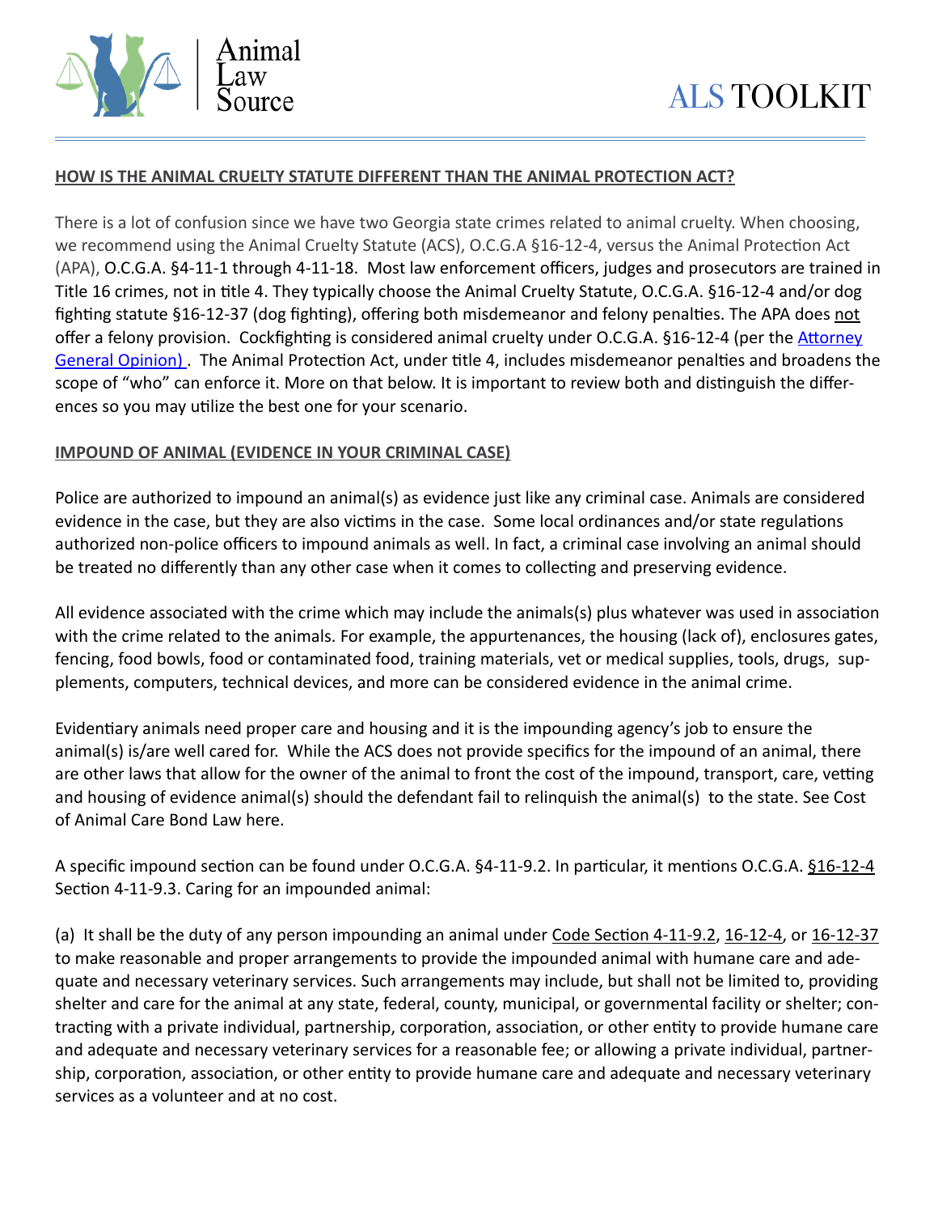**HOW IS THE ANIMAL CRUELTY STATUTE DIFFERENT THAN THE ANIMAL PROTECTION ACT?**

There is a lot of confusion since we have two Georgia state crimes related to animal cruelty. When choosing, we recommend using the Animal Cruelty Statute (ACS), O.C.G.A §16-12-4, versus the Animal Protection Act (APA), O.C.G.A. §4-11-1 through 4-11-18. Most law enforcement officers, judges and prosecutors are trained in Title 16 crimes, not in title 4. They typically choose the Animal Cruelty Statute, O.C.G.A. §16-12-4 and/or dog fighting statute §16-12-37 (dog fighting), offering both misdemeanor and felony penalties. The APA does not offer a felony provision. Cockfighting is considered animal cruelty under O.C.G.A. §16-12-4 (per the Attorney General Opinion) . The Animal Protection Act, under title 4, includes misdemeanor penalties and broadens the scope of "who" can enforce it. More on that below. It is important to review both and distinguish the differences so you may utilize the best one for your scenario.

**IMPOUND OF ANIMAL (EVIDENCE IN YOUR CRIMINAL CASE)**

Police are authorized to impound an animal(s) as evidence just like any criminal case. Animals are considered evidence in the case, but they are also victims in the case. Some local ordinances and/or state regulations authorized non-police officers to impound animals as well. In fact, a criminal case involving an animal should be treated no differently than any other case when it comes to collecting and preserving evidence.

All evidence associated with the crime which may include the animals(s) plus whatever was used in association with the crime related to the animals. For example, the appurtenances, the housing (lack of), enclosures gates, fencing, food bowls, food or contaminated food, training materials, vet or medical supplies, tools, drugs, supplements, computers, technical devices, and more can be considered evidence in the animal crime.

Evidentiary animals need proper care and housing and it is the impounding agency's job to ensure the animal(s) is/are well cared for. While the ACS does not provide specifics for the impound of an animal, there are other laws that allow for the owner of the animal to front the cost of the impound, transport, care, vetting and housing of evidence animal(s) should the defendant fail to relinquish the animal(s) to the state. See Cost of Animal Care Bond Law here.

A specific impound section can be found under O.C.G.A. §4-11-9.2. In particular, it mentions O.C.G.A. §16-12-4 Section 4-11-9.3. Caring for an impounded animal:

(a) It shall be the duty of any person impounding an animal under Code Section 4-11-9.2, 16-12-4, or 16-12-37 to make reasonable and proper arrangements to provide the impounded animal with humane care and adequate and necessary veterinary services. Such arrangements may include, but shall not be limited to, providing shelter and care for the animal at any state, federal, county, municipal, or governmental facility or shelter; contracting with a private individual, partnership, corporation, association, or other entity to provide humane care and adequate and necessary veterinary services for a reasonable fee; or allowing a private individual, partnership, corporation, association, or other entity to provide humane care and adequate and necessary veterinary services as a volunteer and at no cost.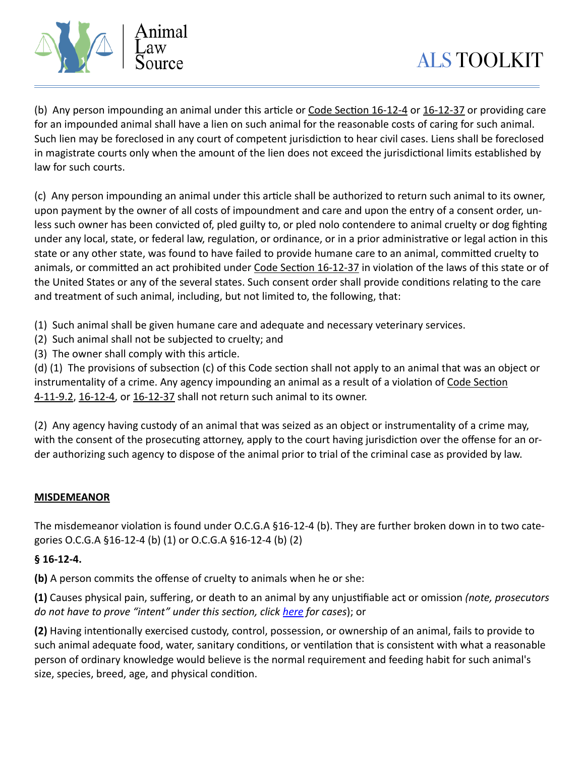(b) Any person impounding an animal under this article or Code Section 16-12-4 or 16-12-37 or providing care for an impounded animal shall have a lien on such animal for the reasonable costs of caring for such animal. Such lien may be foreclosed in any court of competent jurisdiction to hear civil cases. Liens shall be foreclosed in magistrate courts only when the amount of the lien does not exceed the jurisdictional limits established by law for such courts.

(c) Any person impounding an animal under this article shall be authorized to return such animal to its owner, upon payment by the owner of all costs of impoundment and care and upon the entry of a consent order, unless such owner has been convicted of, pled guilty to, or pled nolo contendere to animal cruelty or dog fighting under any local, state, or federal law, regulation, or ordinance, or in a prior administrative or legal action in this state or any other state, was found to have failed to provide humane care to an animal, committed cruelty to animals, or committed an act prohibited under Code Section 16-12-37 in violation of the laws of this state or of the United States or any of the several states. Such consent order shall provide conditions relating to the care and treatment of such animal, including, but not limited to, the following, that:

(1) Such animal shall be given humane care and adequate and necessary veterinary services.
(2) Such animal shall not be subjected to cruelty; and
(3) The owner shall comply with this article.

(d) (1) The provisions of subsection (c) of this Code section shall not apply to an animal that was an object or instrumentality of a crime. Any agency impounding an animal as a result of a violation of Code Section 4-11-9.2, 16-12-4, or 16-12-37 shall not return such animal to its owner.

(2) Any agency having custody of an animal that was seized as an object or instrumentality of a crime may, with the consent of the prosecuting attorney, apply to the court having jurisdiction over the offense for an order authorizing such agency to dispose of the animal prior to trial of the criminal case as provided by law.

**MISDEMEANOR**

The misdemeanor violation is found under O.C.G.A §16-12-4 (b). They are further broken down in to two categories O.C.G.A §16-12-4 (b) (1) or O.C.G.A §16-12-4 (b) (2)

**§ 16-12-4.**

**(b)** A person commits the offense of cruelty to animals when he or she:

**(1)** Causes physical pain, suffering, or death to an animal by any unjustifiable act or omission *(note, prosecutors do not have to prove "intent" under this section, click here for cases*); or

**(2)** Having intentionally exercised custody, control, possession, or ownership of an animal, fails to provide to such animal adequate food, water, sanitary conditions, or ventilation that is consistent with what a reasonable person of ordinary knowledge would believe is the normal requirement and feeding habit for such animal's size, species, breed, age, and physical condition.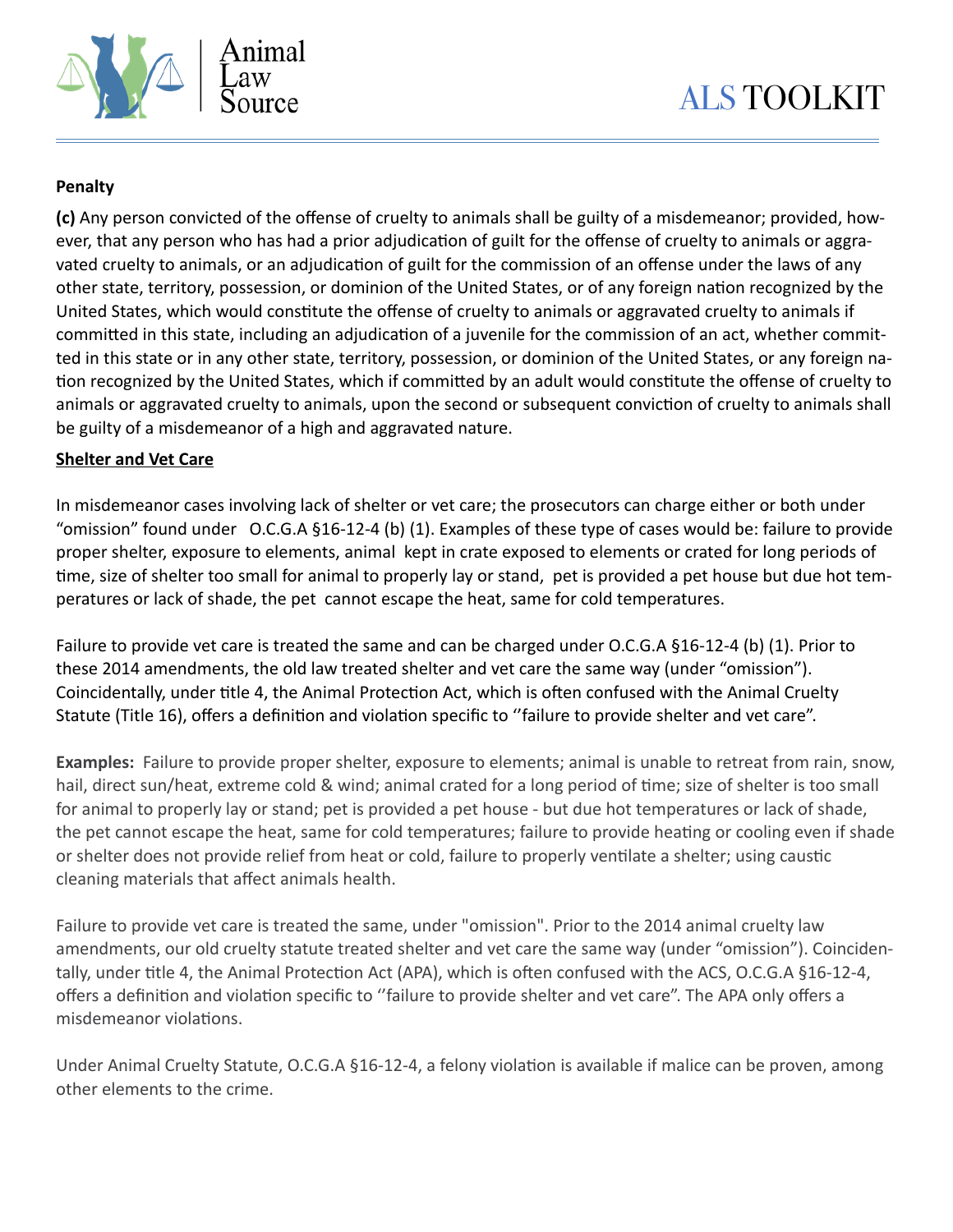**Penalty**

**(c)** Any person convicted of the offense of cruelty to animals shall be guilty of a misdemeanor; provided, however, that any person who has had a prior adjudication of guilt for the offense of cruelty to animals or aggravated cruelty to animals, or an adjudication of guilt for the commission of an offense under the laws of any other state, territory, possession, or dominion of the United States, or of any foreign nation recognized by the United States, which would constitute the offense of cruelty to animals or aggravated cruelty to animals if committed in this state, including an adjudication of a juvenile for the commission of an act, whether committed in this state or in any other state, territory, possession, or dominion of the United States, or any foreign nation recognized by the United States, which if committed by an adult would constitute the offense of cruelty to animals or aggravated cruelty to animals, upon the second or subsequent conviction of cruelty to animals shall be guilty of a misdemeanor of a high and aggravated nature.

**<u>Shelter and Vet Care</u>**

In misdemeanor cases involving lack of shelter or vet care; the prosecutors can charge either or both under "omission" found under O.C.G.A §16-12-4 (b) (1). Examples of these type of cases would be: failure to provide proper shelter, exposure to elements, animal kept in crate exposed to elements or crated for long periods of time, size of shelter too small for animal to properly lay or stand, pet is provided a pet house but due hot temperatures or lack of shade, the pet cannot escape the heat, same for cold temperatures.

Failure to provide vet care is treated the same and can be charged under O.C.G.A §16-12-4 (b) (1). Prior to these 2014 amendments, the old law treated shelter and vet care the same way (under "omission"). Coincidentally, under title 4, the Animal Protection Act, which is often confused with the Animal Cruelty Statute (Title 16), offers a definition and violation specific to ''failure to provide shelter and vet care".

**Examples:** Failure to provide proper shelter, exposure to elements; animal is unable to retreat from rain, snow, hail, direct sun/heat, extreme cold & wind; animal crated for a long period of time; size of shelter is too small for animal to properly lay or stand; pet is provided a pet house - but due hot temperatures or lack of shade, the pet cannot escape the heat, same for cold temperatures; failure to provide heating or cooling even if shade or shelter does not provide relief from heat or cold, failure to properly ventilate a shelter; using caustic cleaning materials that affect animals health.

Failure to provide vet care is treated the same, under "omission". Prior to the 2014 animal cruelty law amendments, our old cruelty statute treated shelter and vet care the same way (under "omission"). Coincidentally, under title 4, the Animal Protection Act (APA), which is often confused with the ACS, O.C.G.A §16-12-4, offers a definition and violation specific to ''failure to provide shelter and vet care". The APA only offers a misdemeanor violations.

Under Animal Cruelty Statute, O.C.G.A §16-12-4, a felony violation is available if malice can be proven, among other elements to the crime.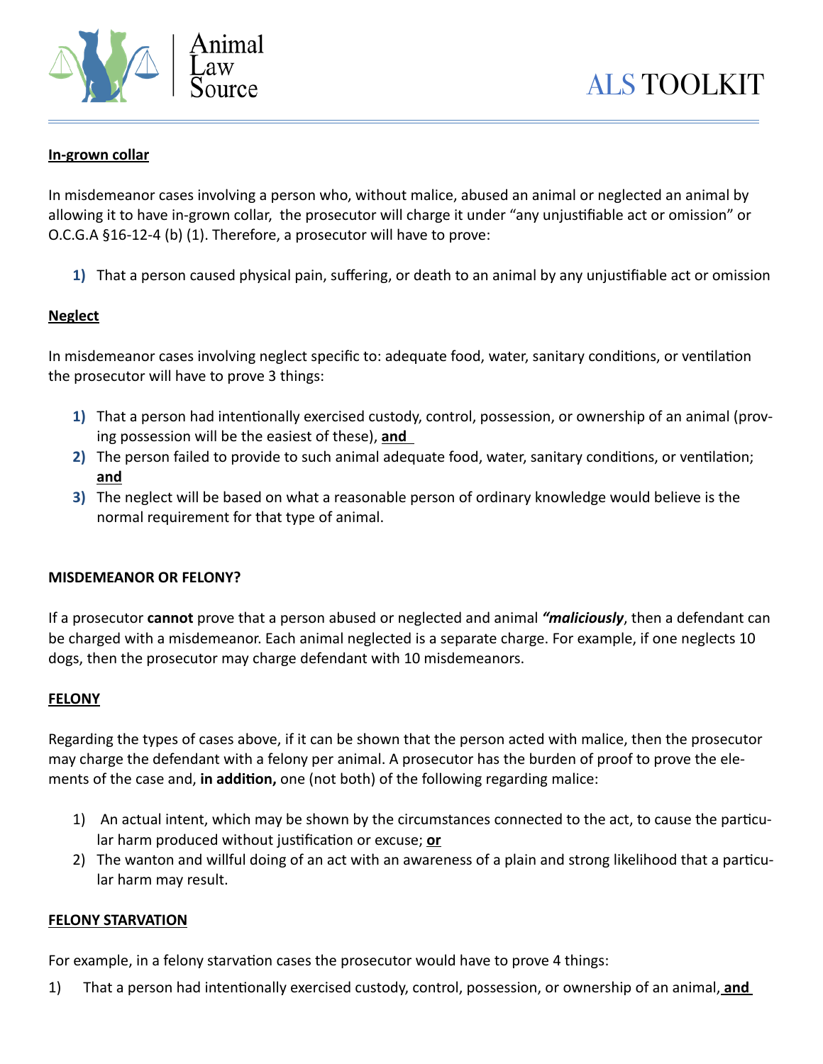**In-grown collar**

In misdemeanor cases involving a person who, without malice, abused an animal or neglected an animal by allowing it to have in-grown collar, the prosecutor will charge it under "any unjustifiable act or omission" or O.C.G.A §16-12-4 (b) (1). Therefore, a prosecutor will have to prove:

1) That a person caused physical pain, suffering, or death to an animal by any unjustifiable act or omission

**Neglect**

In misdemeanor cases involving neglect specific to: adequate food, water, sanitary conditions, or ventilation the prosecutor will have to prove 3 things:

1) That a person had intentionally exercised custody, control, possession, or ownership of an animal (proving possession will be the easiest of these), **and**
2) The person failed to provide to such animal adequate food, water, sanitary conditions, or ventilation; **and**
3) The neglect will be based on what a reasonable person of ordinary knowledge would believe is the normal requirement for that type of animal.

**MISDEMEANOR OR FELONY?**

If a prosecutor **cannot** prove that a person abused or neglected and animal ***"maliciously***, then a defendant can be charged with a misdemeanor. Each animal neglected is a separate charge. For example, if one neglects 10 dogs, then the prosecutor may charge defendant with 10 misdemeanors.

**FELONY**

Regarding the types of cases above, if it can be shown that the person acted with malice, then the prosecutor may charge the defendant with a felony per animal. A prosecutor has the burden of proof to prove the elements of the case and, **in addition,** one (not both) of the following regarding malice:

1) An actual intent, which may be shown by the circumstances connected to the act, to cause the particular harm produced without justification or excuse; **or**
2) The wanton and willful doing of an act with an awareness of a plain and strong likelihood that a particular harm may result.

**FELONY STARVATION**

For example, in a felony starvation cases the prosecutor would have to prove 4 things:

1) That a person had intentionally exercised custody, control, possession, or ownership of an animal, **and**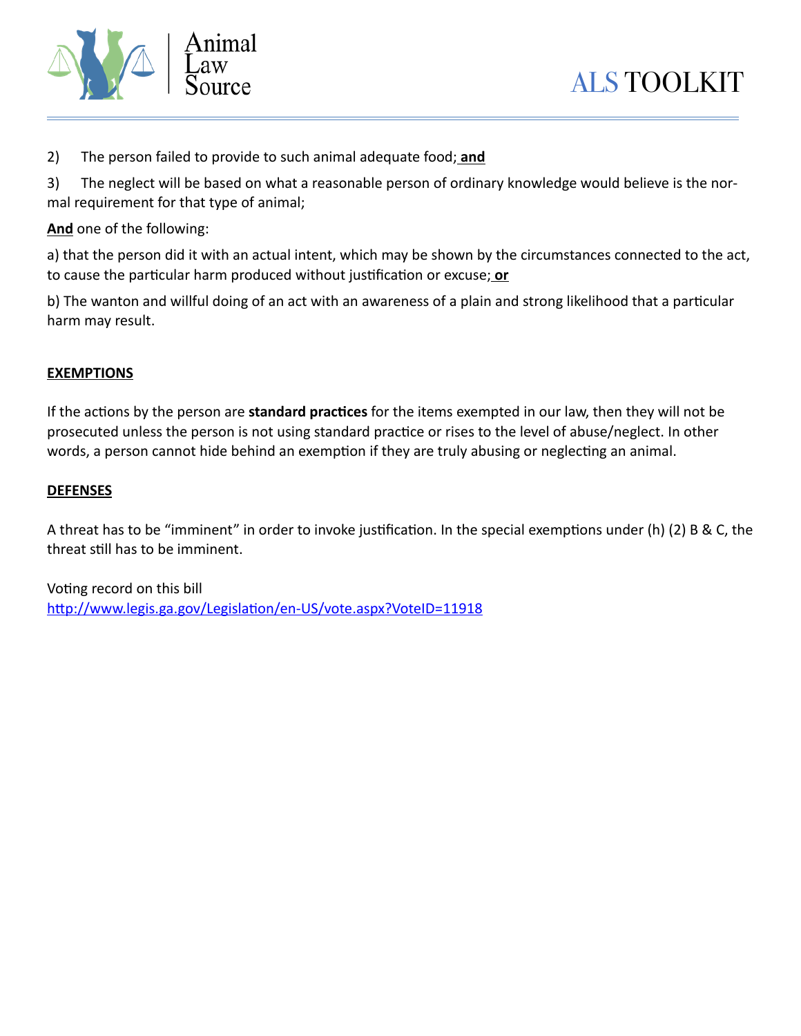2) The person failed to provide to such animal adequate food; **and**

3) The neglect will be based on what a reasonable person of ordinary knowledge would believe is the normal requirement for that type of animal;

**And** one of the following:

a) that the person did it with an actual intent, which may be shown by the circumstances connected to the act, to cause the particular harm produced without justification or excuse; **or**

b) The wanton and willful doing of an act with an awareness of a plain and strong likelihood that a particular harm may result.

**EXEMPTIONS**

If the actions by the person are **standard practices** for the items exempted in our law, then they will not be prosecuted unless the person is not using standard practice or rises to the level of abuse/neglect. In other words, a person cannot hide behind an exemption if they are truly abusing or neglecting an animal.

**DEFENSES**

A threat has to be "imminent" in order to invoke justification. In the special exemptions under (h) (2) B & C, the threat still has to be imminent.

Voting record on this bill
http://www.legis.ga.gov/Legislation/en-US/vote.aspx?VoteID=11918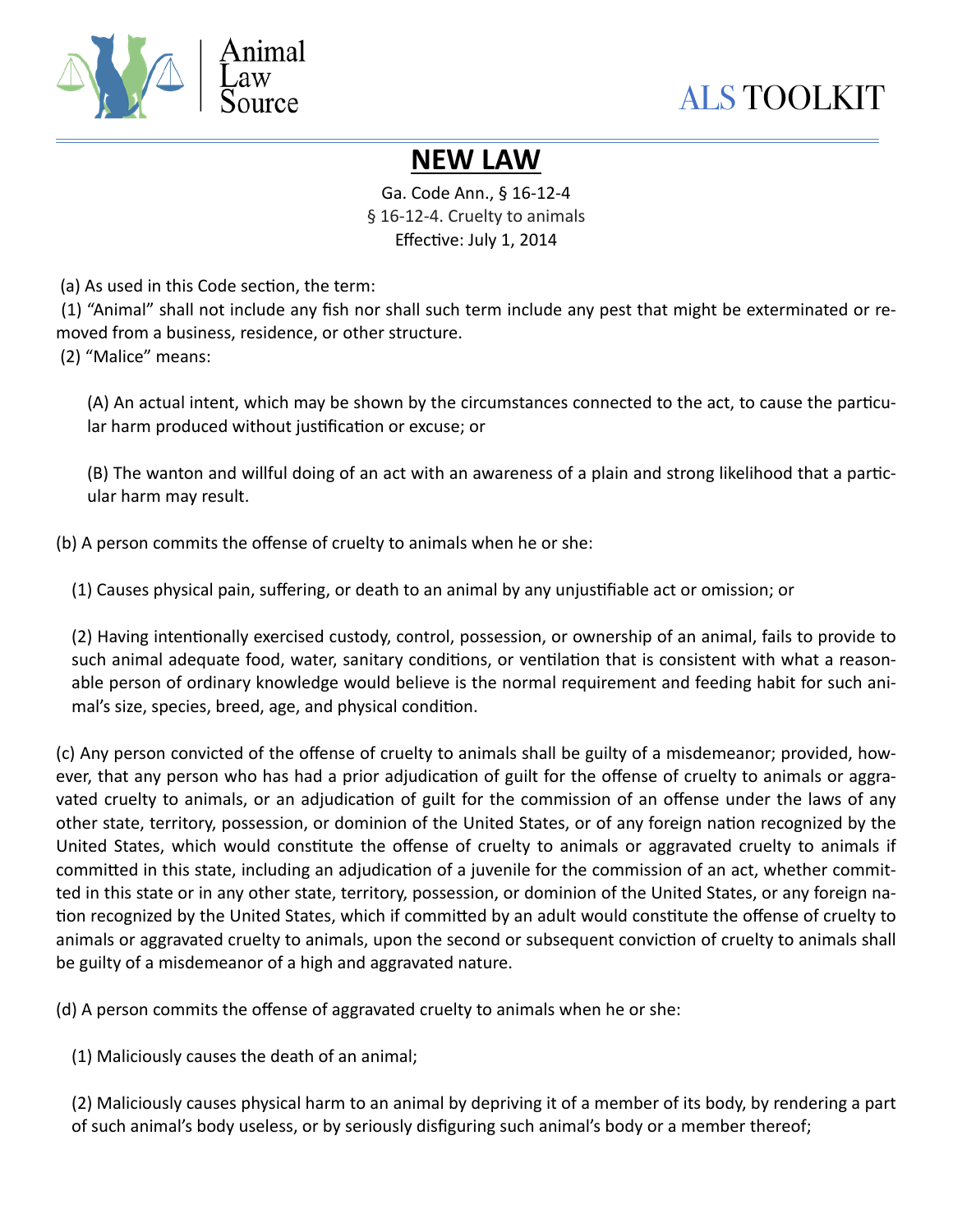# NEW LAW

Ga. Code Ann., § 16-12-4
§ 16-12-4. Cruelty to animals
Effective: July 1, 2014

(a) As used in this Code section, the term:

(1) "Animal" shall not include any fish nor shall such term include any pest that might be exterminated or removed from a business, residence, or other structure.

(2) "Malice" means:

(A) An actual intent, which may be shown by the circumstances connected to the act, to cause the particular harm produced without justification or excuse; or

(B) The wanton and willful doing of an act with an awareness of a plain and strong likelihood that a particular harm may result.

(b) A person commits the offense of cruelty to animals when he or she:

(1) Causes physical pain, suffering, or death to an animal by any unjustifiable act or omission; or

(2) Having intentionally exercised custody, control, possession, or ownership of an animal, fails to provide to such animal adequate food, water, sanitary conditions, or ventilation that is consistent with what a reasonable person of ordinary knowledge would believe is the normal requirement and feeding habit for such animal's size, species, breed, age, and physical condition.

(c) Any person convicted of the offense of cruelty to animals shall be guilty of a misdemeanor; provided, however, that any person who has had a prior adjudication of guilt for the offense of cruelty to animals or aggravated cruelty to animals, or an adjudication of guilt for the commission of an offense under the laws of any other state, territory, possession, or dominion of the United States, or of any foreign nation recognized by the United States, which would constitute the offense of cruelty to animals or aggravated cruelty to animals if committed in this state, including an adjudication of a juvenile for the commission of an act, whether committed in this state or in any other state, territory, possession, or dominion of the United States, or any foreign nation recognized by the United States, which if committed by an adult would constitute the offense of cruelty to animals or aggravated cruelty to animals, upon the second or subsequent conviction of cruelty to animals shall be guilty of a misdemeanor of a high and aggravated nature.

(d) A person commits the offense of aggravated cruelty to animals when he or she:

(1) Maliciously causes the death of an animal;

(2) Maliciously causes physical harm to an animal by depriving it of a member of its body, by rendering a part of such animal's body useless, or by seriously disfiguring such animal's body or a member thereof;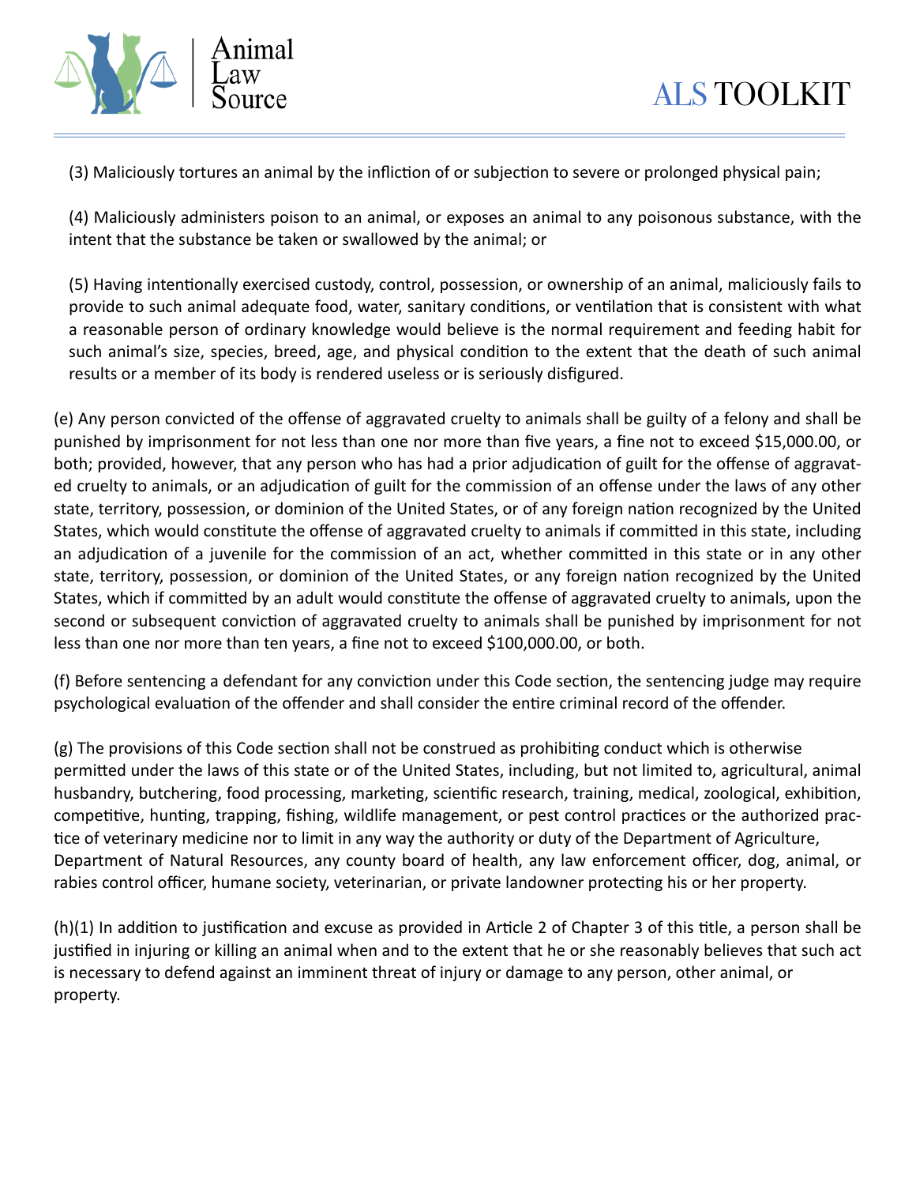(3) Maliciously tortures an animal by the infliction of or subjection to severe or prolonged physical pain;

(4) Maliciously administers poison to an animal, or exposes an animal to any poisonous substance, with the intent that the substance be taken or swallowed by the animal; or

(5) Having intentionally exercised custody, control, possession, or ownership of an animal, maliciously fails to provide to such animal adequate food, water, sanitary conditions, or ventilation that is consistent with what a reasonable person of ordinary knowledge would believe is the normal requirement and feeding habit for such animal's size, species, breed, age, and physical condition to the extent that the death of such animal results or a member of its body is rendered useless or is seriously disfigured.

(e) Any person convicted of the offense of aggravated cruelty to animals shall be guilty of a felony and shall be punished by imprisonment for not less than one nor more than five years, a fine not to exceed $15,000.00, or both; provided, however, that any person who has had a prior adjudication of guilt for the offense of aggravated cruelty to animals, or an adjudication of guilt for the commission of an offense under the laws of any other state, territory, possession, or dominion of the United States, or of any foreign nation recognized by the United States, which would constitute the offense of aggravated cruelty to animals if committed in this state, including an adjudication of a juvenile for the commission of an act, whether committed in this state or in any other state, territory, possession, or dominion of the United States, or any foreign nation recognized by the United States, which if committed by an adult would constitute the offense of aggravated cruelty to animals, upon the second or subsequent conviction of aggravated cruelty to animals shall be punished by imprisonment for not less than one nor more than ten years, a fine not to exceed $100,000.00, or both.

(f) Before sentencing a defendant for any conviction under this Code section, the sentencing judge may require psychological evaluation of the offender and shall consider the entire criminal record of the offender.

(g) The provisions of this Code section shall not be construed as prohibiting conduct which is otherwise permitted under the laws of this state or of the United States, including, but not limited to, agricultural, animal husbandry, butchering, food processing, marketing, scientific research, training, medical, zoological, exhibition, competitive, hunting, trapping, fishing, wildlife management, or pest control practices or the authorized practice of veterinary medicine nor to limit in any way the authority or duty of the Department of Agriculture, Department of Natural Resources, any county board of health, any law enforcement officer, dog, animal, or rabies control officer, humane society, veterinarian, or private landowner protecting his or her property.

(h)(1) In addition to justification and excuse as provided in Article 2 of Chapter 3 of this title, a person shall be justified in injuring or killing an animal when and to the extent that he or she reasonably believes that such act is necessary to defend against an imminent threat of injury or damage to any person, other animal, or property.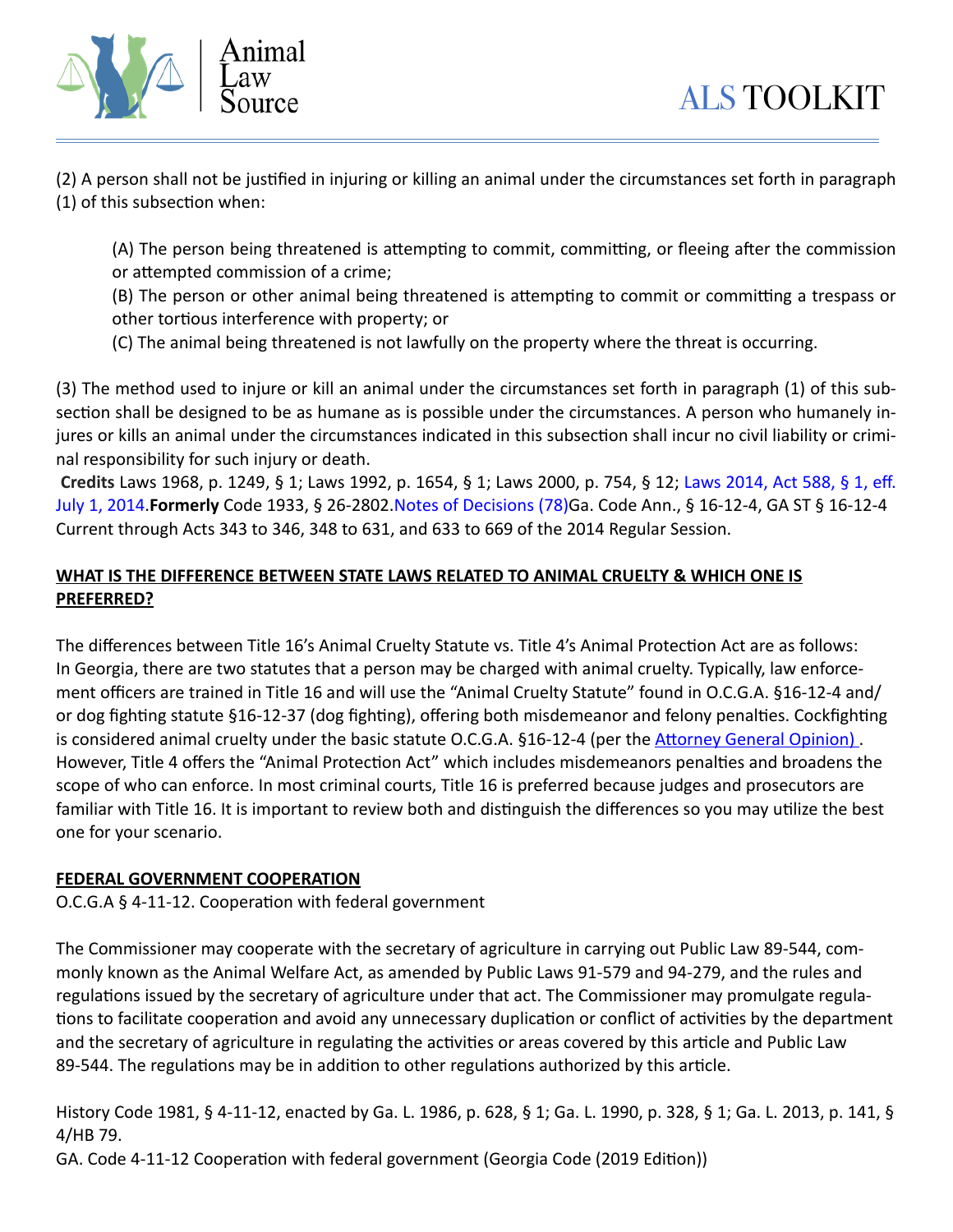(2) A person shall not be justified in injuring or killing an animal under the circumstances set forth in paragraph (1) of this subsection when:

> (A) The person being threatened is attempting to commit, committing, or fleeing after the commission or attempted commission of a crime;
> (B) The person or other animal being threatened is attempting to commit or committing a trespass or other tortious interference with property; or
> (C) The animal being threatened is not lawfully on the property where the threat is occurring.

(3) The method used to injure or kill an animal under the circumstances set forth in paragraph (1) of this subsection shall be designed to be as humane as is possible under the circumstances. A person who humanely injures or kills an animal under the circumstances indicated in this subsection shall incur no civil liability or criminal responsibility for such injury or death.

**Credits** Laws 1968, p. 1249, § 1; Laws 1992, p. 1654, § 1; Laws 2000, p. 754, § 12; Laws 2014, Act 588, § 1, eff. July 1, 2014.**Formerly** Code 1933, § 26-2802.Notes of Decisions (78)Ga. Code Ann., § 16-12-4, GA ST § 16-12-4 Current through Acts 343 to 346, 348 to 631, and 633 to 669 of the 2014 Regular Session.

## WHAT IS THE DIFFERENCE BETWEEN STATE LAWS RELATED TO ANIMAL CRUELTY & WHICH ONE IS PREFERRED?

The differences between Title 16's Animal Cruelty Statute vs. Title 4's Animal Protection Act are as follows: In Georgia, there are two statutes that a person may be charged with animal cruelty. Typically, law enforcement officers are trained in Title 16 and will use the "Animal Cruelty Statute" found in O.C.G.A. §16-12-4 and/or dog fighting statute §16-12-37 (dog fighting), offering both misdemeanor and felony penalties. Cockfighting is considered animal cruelty under the basic statute O.C.G.A. §16-12-4 (per the Attorney General Opinion) . However, Title 4 offers the "Animal Protection Act" which includes misdemeanors penalties and broadens the scope of who can enforce. In most criminal courts, Title 16 is preferred because judges and prosecutors are familiar with Title 16. It is important to review both and distinguish the differences so you may utilize the best one for your scenario.

## FEDERAL GOVERNMENT COOPERATION

O.C.G.A § 4-11-12. Cooperation with federal government

The Commissioner may cooperate with the secretary of agriculture in carrying out Public Law 89-544, commonly known as the Animal Welfare Act, as amended by Public Laws 91-579 and 94-279, and the rules and regulations issued by the secretary of agriculture under that act. The Commissioner may promulgate regulations to facilitate cooperation and avoid any unnecessary duplication or conflict of activities by the department and the secretary of agriculture in regulating the activities or areas covered by this article and Public Law 89-544. The regulations may be in addition to other regulations authorized by this article.

History Code 1981, § 4-11-12, enacted by Ga. L. 1986, p. 628, § 1; Ga. L. 1990, p. 328, § 1; Ga. L. 2013, p. 141, § 4/HB 79.
GA. Code 4-11-12 Cooperation with federal government (Georgia Code (2019 Edition))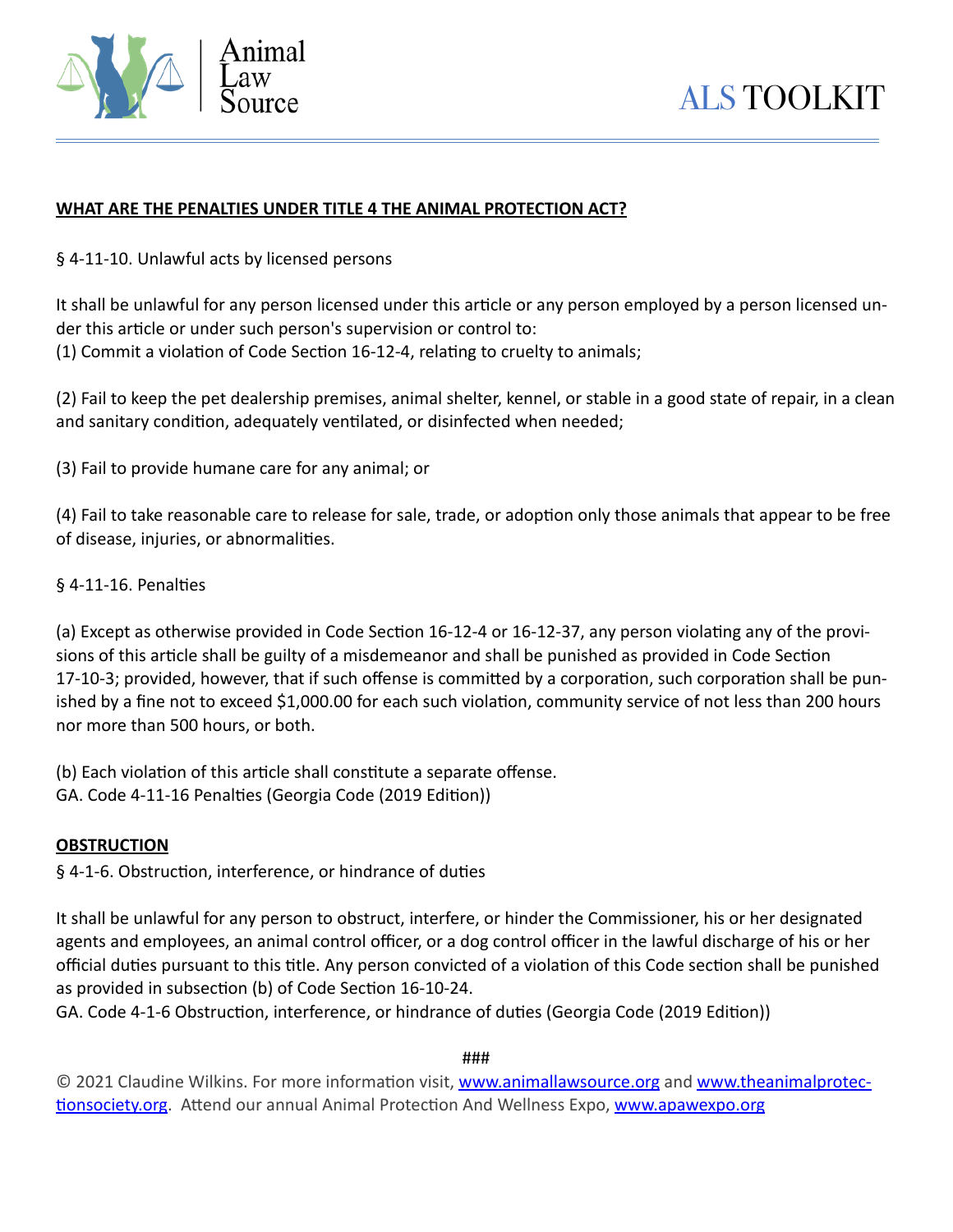**WHAT ARE THE PENALTIES UNDER TITLE 4 THE ANIMAL PROTECTION ACT?**

§ 4-11-10. Unlawful acts by licensed persons

It shall be unlawful for any person licensed under this article or any person employed by a person licensed under this article or under such person's supervision or control to:
(1) Commit a violation of Code Section 16-12-4, relating to cruelty to animals;

(2) Fail to keep the pet dealership premises, animal shelter, kennel, or stable in a good state of repair, in a clean and sanitary condition, adequately ventilated, or disinfected when needed;

(3) Fail to provide humane care for any animal; or

(4) Fail to take reasonable care to release for sale, trade, or adoption only those animals that appear to be free of disease, injuries, or abnormalities.

§ 4-11-16. Penalties

(a) Except as otherwise provided in Code Section 16-12-4 or 16-12-37, any person violating any of the provisions of this article shall be guilty of a misdemeanor and shall be punished as provided in Code Section 17-10-3; provided, however, that if such offense is committed by a corporation, such corporation shall be punished by a fine not to exceed $1,000.00 for each such violation, community service of not less than 200 hours nor more than 500 hours, or both.

(b) Each violation of this article shall constitute a separate offense.
GA. Code 4-11-16 Penalties (Georgia Code (2019 Edition))

**OBSTRUCTION**

§ 4-1-6. Obstruction, interference, or hindrance of duties

It shall be unlawful for any person to obstruct, interfere, or hinder the Commissioner, his or her designated agents and employees, an animal control officer, or a dog control officer in the lawful discharge of his or her official duties pursuant to this title. Any person convicted of a violation of this Code section shall be punished as provided in subsection (b) of Code Section 16-10-24.
GA. Code 4-1-6 Obstruction, interference, or hindrance of duties (Georgia Code (2019 Edition))

###

© 2021 Claudine Wilkins. For more information visit, www.animallawsource.org and www.theanimalprotectionsociety.org. Attend our annual Animal Protection And Wellness Expo, www.apawexpo.org